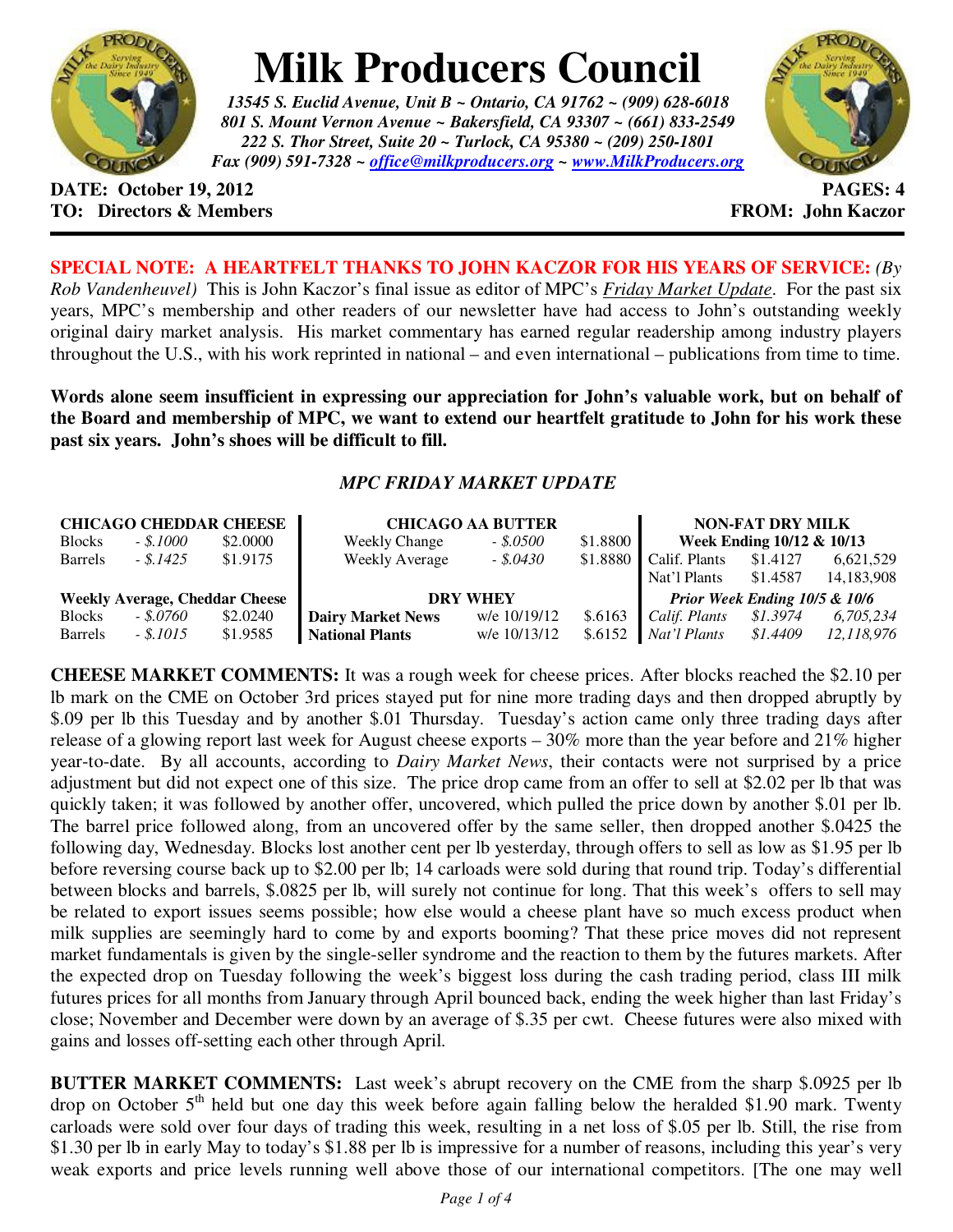# Milk Producers Council

***13545 S. Euclid Avenue, Unit B ~ Ontario, CA 91762 ~ (909) 628-6018***
***801 S. Mount Vernon Avenue ~ Bakersfield, CA 93307 ~ (661) 833-2549***
***222 S. Thor Street, Suite 20 ~ Turlock, CA 95380 ~ (209) 250-1801***
***Fax (909) 591-7328 ~ office@milkproducers.org ~ www.MilkProducers.org***

**DATE: October 19, 2012** **PAGES: 4**
**TO: Directors & Members** **FROM: John Kaczor**

**SPECIAL NOTE: A HEARTFELT THANKS TO JOHN KACZOR FOR HIS YEARS OF SERVICE:** *(By Rob Vandenheuvel)* This is John Kaczor's final issue as editor of MPC's *Friday Market Update*. For the past six years, MPC's membership and other readers of our newsletter have had access to John's outstanding weekly original dairy market analysis. His market commentary has earned regular readership among industry players throughout the U.S., with his work reprinted in national – and even international – publications from time to time.

**Words alone seem insufficient in expressing our appreciation for John's valuable work, but on behalf of the Board and membership of MPC, we want to extend our heartfelt gratitude to John for his work these past six years. John's shoes will be difficult to fill.**

## *MPC FRIDAY MARKET UPDATE*

| CHICAGO CHEDDAR CHEESE | | |
|---|---|---|
| Blocks | - $.1000 | $2.0000 |
| Barrels | - $.1425 | $1.9175 |
| **Weekly Average, Cheddar Cheese** | | |
| Blocks | - $.0760 | $2.0240 |
| Barrels | - $.1015 | $1.9585 |

| CHICAGO AA BUTTER | | |
|---|---|---|
| Weekly Change | - $.0500 | $1.8800 |
| Weekly Average | - $.0430 | $1.8880 |
| **DRY WHEY** | | |
| **Dairy Market News** | w/e 10/19/12 | $.6163 |
| **National Plants** | w/e 10/13/12 | $.6152 |

| NON-FAT DRY MILK | | |
|---|---|---|
| **Week Ending 10/12 & 10/13** | | |
| Calif. Plants | $1.4127 | 6,621,529 |
| Nat'l Plants | $1.4587 | 14,183,908 |
| ***Prior Week Ending 10/5 & 10/6*** | | |
| *Calif. Plants* | *$1.3974* | *6,705,234* |
| *Nat'l Plants* | *$1.4409* | *12,118,976* |

**CHEESE MARKET COMMENTS:** It was a rough week for cheese prices. After blocks reached the $2.10 per lb mark on the CME on October 3rd prices stayed put for nine more trading days and then dropped abruptly by $.09 per lb this Tuesday and by another $.01 Thursday. Tuesday's action came only three trading days after release of a glowing report last week for August cheese exports – 30% more than the year before and 21% higher year-to-date. By all accounts, according to *Dairy Market News*, their contacts were not surprised by a price adjustment but did not expect one of this size. The price drop came from an offer to sell at $2.02 per lb that was quickly taken; it was followed by another offer, uncovered, which pulled the price down by another $.01 per lb. The barrel price followed along, from an uncovered offer by the same seller, then dropped another $.0425 the following day, Wednesday. Blocks lost another cent per lb yesterday, through offers to sell as low as $1.95 per lb before reversing course back up to $2.00 per lb; 14 carloads were sold during that round trip. Today's differential between blocks and barrels, $.0825 per lb, will surely not continue for long. That this week's offers to sell may be related to export issues seems possible; how else would a cheese plant have so much excess product when milk supplies are seemingly hard to come by and exports booming? That these price moves did not represent market fundamentals is given by the single-seller syndrome and the reaction to them by the futures markets. After the expected drop on Tuesday following the week's biggest loss during the cash trading period, class III milk futures prices for all months from January through April bounced back, ending the week higher than last Friday's close; November and December were down by an average of $.35 per cwt. Cheese futures were also mixed with gains and losses off-setting each other through April.

**BUTTER MARKET COMMENTS:** Last week's abrupt recovery on the CME from the sharp $.0925 per lb drop on October 5th held but one day this week before again falling below the heralded $1.90 mark. Twenty carloads were sold over four days of trading this week, resulting in a net loss of $.05 per lb. Still, the rise from $1.30 per lb in early May to today's $1.88 per lb is impressive for a number of reasons, including this year's very weak exports and price levels running well above those of our international competitors. [The one may well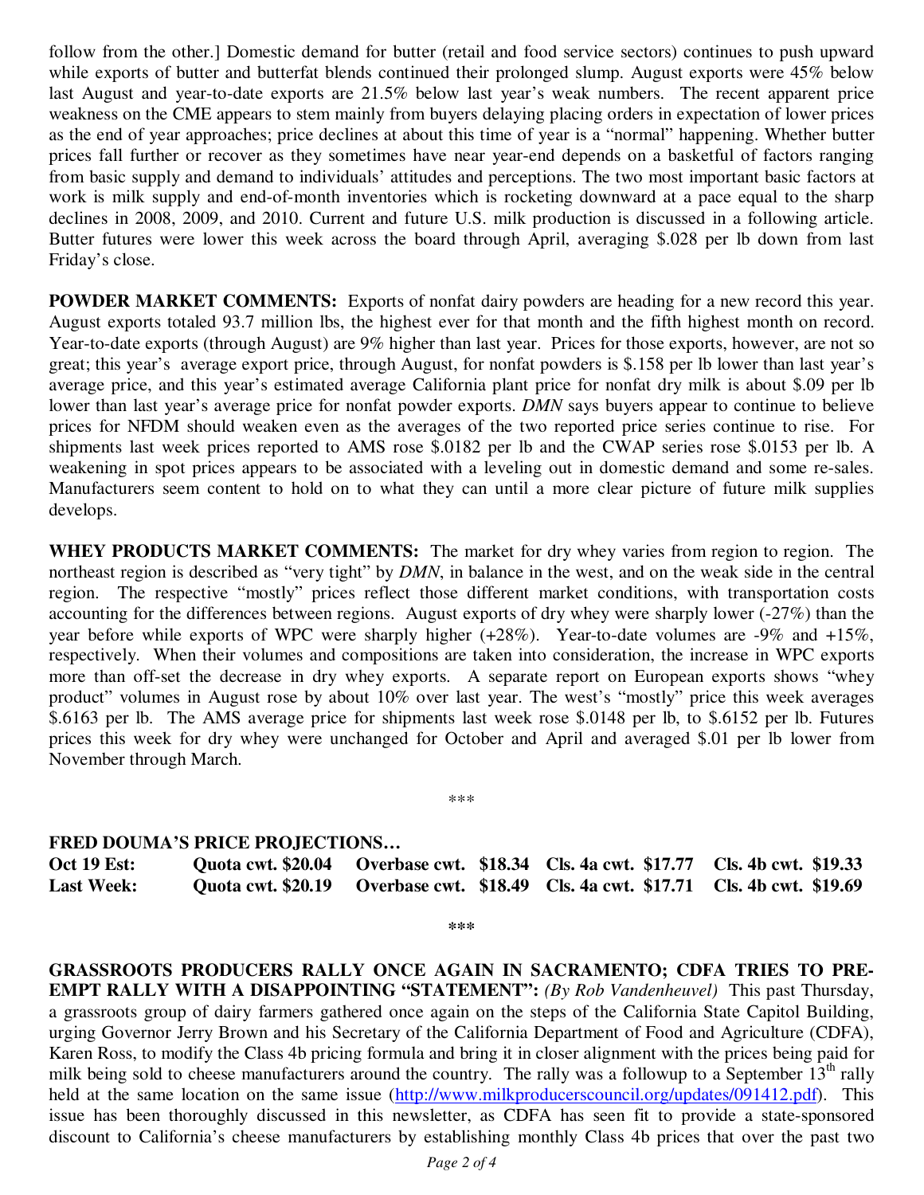follow from the other.] Domestic demand for butter (retail and food service sectors) continues to push upward while exports of butter and butterfat blends continued their prolonged slump. August exports were 45% below last August and year-to-date exports are 21.5% below last year's weak numbers. The recent apparent price weakness on the CME appears to stem mainly from buyers delaying placing orders in expectation of lower prices as the end of year approaches; price declines at about this time of year is a "normal" happening. Whether butter prices fall further or recover as they sometimes have near year-end depends on a basketful of factors ranging from basic supply and demand to individuals' attitudes and perceptions. The two most important basic factors at work is milk supply and end-of-month inventories which is rocketing downward at a pace equal to the sharp declines in 2008, 2009, and 2010. Current and future U.S. milk production is discussed in a following article. Butter futures were lower this week across the board through April, averaging $.028 per lb down from last Friday's close.

**POWDER MARKET COMMENTS:** Exports of nonfat dairy powders are heading for a new record this year. August exports totaled 93.7 million lbs, the highest ever for that month and the fifth highest month on record. Year-to-date exports (through August) are 9% higher than last year. Prices for those exports, however, are not so great; this year's average export price, through August, for nonfat powders is $.158 per lb lower than last year's average price, and this year's estimated average California plant price for nonfat dry milk is about $.09 per lb lower than last year's average price for nonfat powder exports. *DMN* says buyers appear to continue to believe prices for NFDM should weaken even as the averages of the two reported price series continue to rise. For shipments last week prices reported to AMS rose $.0182 per lb and the CWAP series rose $.0153 per lb. A weakening in spot prices appears to be associated with a leveling out in domestic demand and some re-sales. Manufacturers seem content to hold on to what they can until a more clear picture of future milk supplies develops.

**WHEY PRODUCTS MARKET COMMENTS:** The market for dry whey varies from region to region. The northeast region is described as "very tight" by *DMN*, in balance in the west, and on the weak side in the central region. The respective "mostly" prices reflect those different market conditions, with transportation costs accounting for the differences between regions. August exports of dry whey were sharply lower (-27%) than the year before while exports of WPC were sharply higher (+28%). Year-to-date volumes are -9% and +15%, respectively. When their volumes and compositions are taken into consideration, the increase in WPC exports more than off-set the decrease in dry whey exports. A separate report on European exports shows "whey product" volumes in August rose by about 10% over last year. The west's "mostly" price this week averages $.6163 per lb. The AMS average price for shipments last week rose $.0148 per lb, to $.6152 per lb. Futures prices this week for dry whey were unchanged for October and April and averaged $.01 per lb lower from November through March.

\*\*\*

**FRED DOUMA'S PRICE PROJECTIONS…**

| | | | | |
|---|---|---|---|---|
| **Oct 19 Est:** | **Quota cwt. $20.04** | **Overbase cwt. $18.34** | **Cls. 4a cwt. $17.77** | **Cls. 4b cwt. $19.33** |
| **Last Week:** | **Quota cwt. $20.19** | **Overbase cwt. $18.49** | **Cls. 4a cwt. $17.71** | **Cls. 4b cwt. $19.69** |

\*\*\*

**GRASSROOTS PRODUCERS RALLY ONCE AGAIN IN SACRAMENTO; CDFA TRIES TO PRE-EMPT RALLY WITH A DISAPPOINTING "STATEMENT":** *(By Rob Vandenheuvel)* This past Thursday, a grassroots group of dairy farmers gathered once again on the steps of the California State Capitol Building, urging Governor Jerry Brown and his Secretary of the California Department of Food and Agriculture (CDFA), Karen Ross, to modify the Class 4b pricing formula and bring it in closer alignment with the prices being paid for milk being sold to cheese manufacturers around the country. The rally was a followup to a September 13th rally held at the same location on the same issue (http://www.milkproducerscouncil.org/updates/091412.pdf). This issue has been thoroughly discussed in this newsletter, as CDFA has seen fit to provide a state-sponsored discount to California's cheese manufacturers by establishing monthly Class 4b prices that over the past two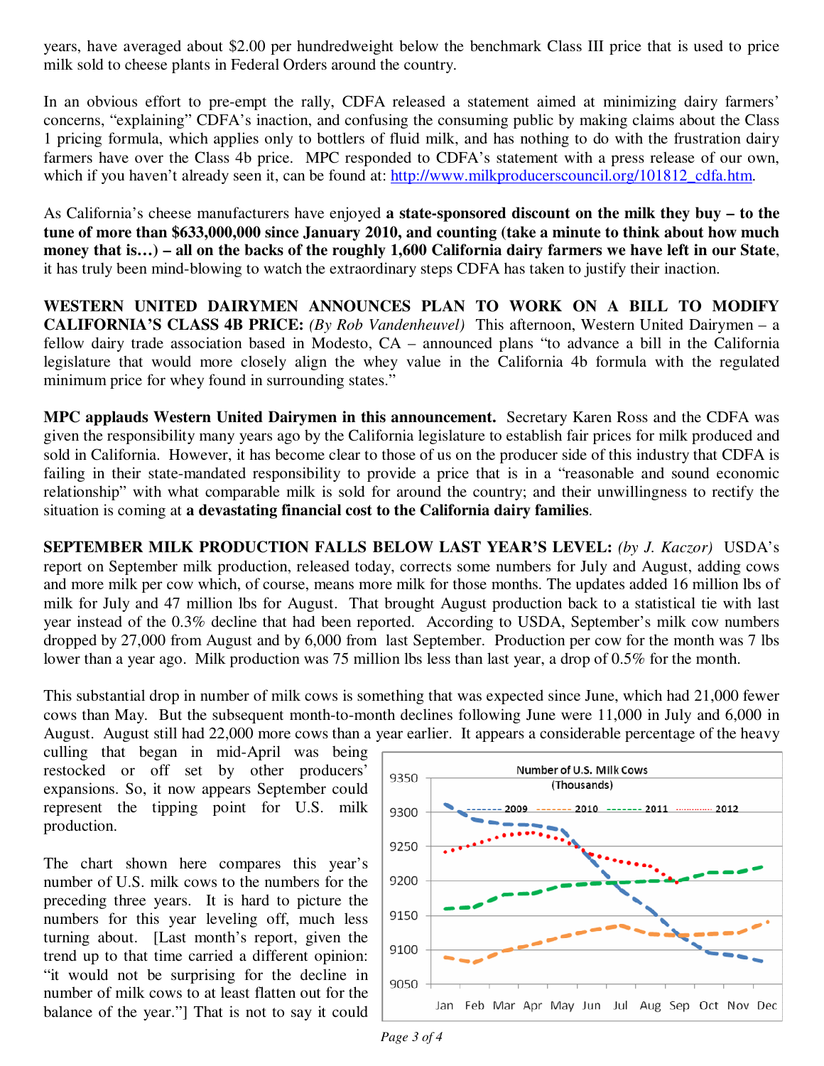years, have averaged about $2.00 per hundredweight below the benchmark Class III price that is used to price milk sold to cheese plants in Federal Orders around the country.

In an obvious effort to pre-empt the rally, CDFA released a statement aimed at minimizing dairy farmers' concerns, "explaining" CDFA's inaction, and confusing the consuming public by making claims about the Class 1 pricing formula, which applies only to bottlers of fluid milk, and has nothing to do with the frustration dairy farmers have over the Class 4b price. MPC responded to CDFA's statement with a press release of our own, which if you haven't already seen it, can be found at: http://www.milkproducerscouncil.org/101812_cdfa.htm.

As California's cheese manufacturers have enjoyed **a state-sponsored discount on the milk they buy – to the tune of more than $633,000,000 since January 2010, and counting (take a minute to think about how much money that is…) – all on the backs of the roughly 1,600 California dairy farmers we have left in our State**, it has truly been mind-blowing to watch the extraordinary steps CDFA has taken to justify their inaction.

**WESTERN UNITED DAIRYMEN ANNOUNCES PLAN TO WORK ON A BILL TO MODIFY CALIFORNIA'S CLASS 4B PRICE:** *(By Rob Vandenheuvel)* This afternoon, Western United Dairymen – a fellow dairy trade association based in Modesto, CA – announced plans "to advance a bill in the California legislature that would more closely align the whey value in the California 4b formula with the regulated minimum price for whey found in surrounding states."

**MPC applauds Western United Dairymen in this announcement.** Secretary Karen Ross and the CDFA was given the responsibility many years ago by the California legislature to establish fair prices for milk produced and sold in California. However, it has become clear to those of us on the producer side of this industry that CDFA is failing in their state-mandated responsibility to provide a price that is in a "reasonable and sound economic relationship" with what comparable milk is sold for around the country; and their unwillingness to rectify the situation is coming at **a devastating financial cost to the California dairy families**.

**SEPTEMBER MILK PRODUCTION FALLS BELOW LAST YEAR'S LEVEL:** *(by J. Kaczor)* USDA's report on September milk production, released today, corrects some numbers for July and August, adding cows and more milk per cow which, of course, means more milk for those months. The updates added 16 million lbs of milk for July and 47 million lbs for August. That brought August production back to a statistical tie with last year instead of the 0.3% decline that had been reported. According to USDA, September's milk cow numbers dropped by 27,000 from August and by 6,000 from last September. Production per cow for the month was 7 lbs lower than a year ago. Milk production was 75 million lbs less than last year, a drop of 0.5% for the month.

This substantial drop in number of milk cows is something that was expected since June, which had 21,000 fewer cows than May. But the subsequent month-to-month declines following June were 11,000 in July and 6,000 in August. August still had 22,000 more cows than a year earlier. It appears a considerable percentage of the heavy culling that began in mid-April was being restocked or off set by other producers' expansions. So, it now appears September could represent the tipping point for U.S. milk production.

The chart shown here compares this year's number of U.S. milk cows to the numbers for the preceding three years. It is hard to picture the numbers for this year leveling off, much less turning about. [Last month's report, given the trend up to that time carried a different opinion: "it would not be surprising for the decline in number of milk cows to at least flatten out for the balance of the year."] That is not to say it could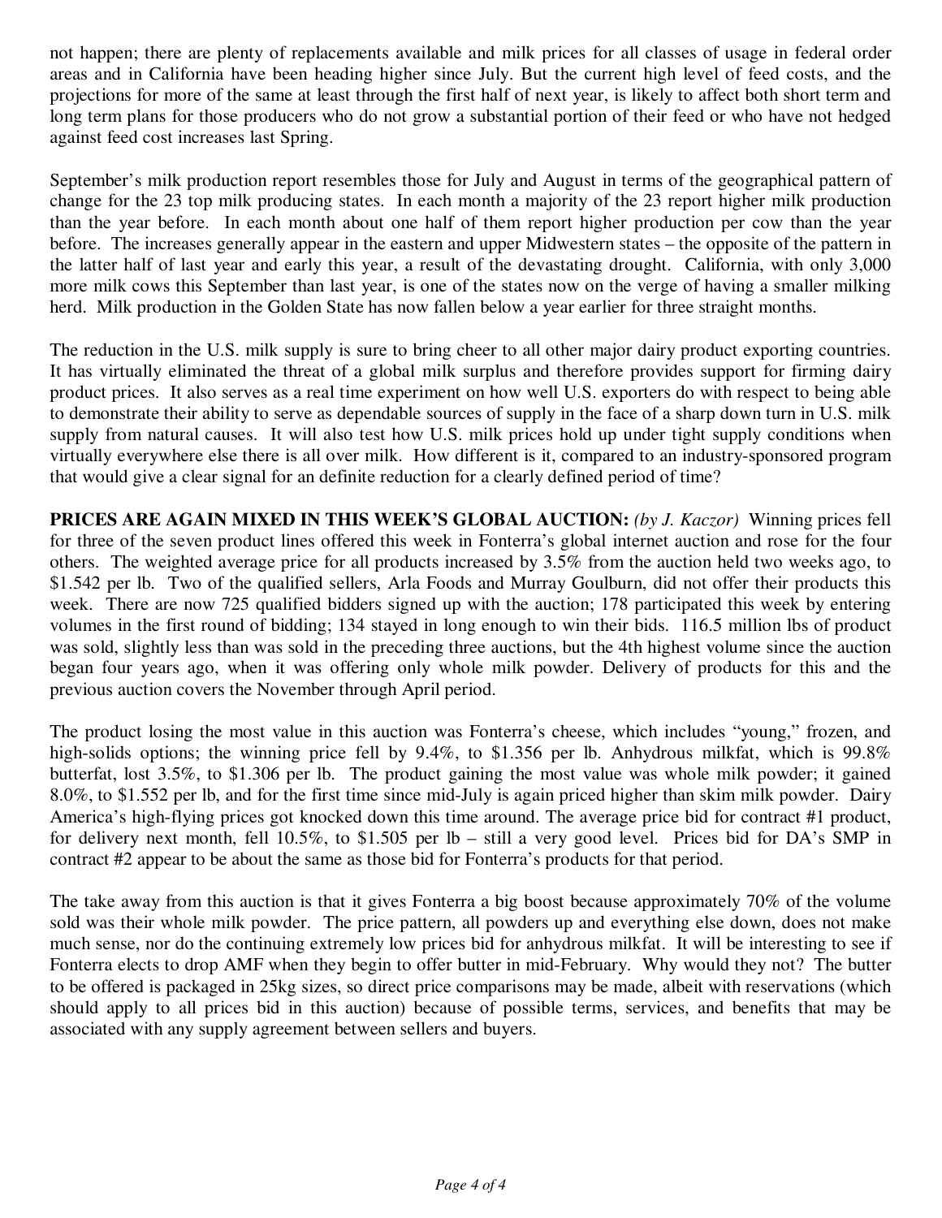not happen; there are plenty of replacements available and milk prices for all classes of usage in federal order areas and in California have been heading higher since July. But the current high level of feed costs, and the projections for more of the same at least through the first half of next year, is likely to affect both short term and long term plans for those producers who do not grow a substantial portion of their feed or who have not hedged against feed cost increases last Spring.

September's milk production report resembles those for July and August in terms of the geographical pattern of change for the 23 top milk producing states. In each month a majority of the 23 report higher milk production than the year before. In each month about one half of them report higher production per cow than the year before. The increases generally appear in the eastern and upper Midwestern states – the opposite of the pattern in the latter half of last year and early this year, a result of the devastating drought. California, with only 3,000 more milk cows this September than last year, is one of the states now on the verge of having a smaller milking herd. Milk production in the Golden State has now fallen below a year earlier for three straight months.

The reduction in the U.S. milk supply is sure to bring cheer to all other major dairy product exporting countries. It has virtually eliminated the threat of a global milk surplus and therefore provides support for firming dairy product prices. It also serves as a real time experiment on how well U.S. exporters do with respect to being able to demonstrate their ability to serve as dependable sources of supply in the face of a sharp down turn in U.S. milk supply from natural causes. It will also test how U.S. milk prices hold up under tight supply conditions when virtually everywhere else there is all over milk. How different is it, compared to an industry-sponsored program that would give a clear signal for an definite reduction for a clearly defined period of time?

**PRICES ARE AGAIN MIXED IN THIS WEEK'S GLOBAL AUCTION:** *(by J. Kaczor)* Winning prices fell for three of the seven product lines offered this week in Fonterra's global internet auction and rose for the four others. The weighted average price for all products increased by 3.5% from the auction held two weeks ago, to $1.542 per lb. Two of the qualified sellers, Arla Foods and Murray Goulburn, did not offer their products this week. There are now 725 qualified bidders signed up with the auction; 178 participated this week by entering volumes in the first round of bidding; 134 stayed in long enough to win their bids. 116.5 million lbs of product was sold, slightly less than was sold in the preceding three auctions, but the 4th highest volume since the auction began four years ago, when it was offering only whole milk powder. Delivery of products for this and the previous auction covers the November through April period.

The product losing the most value in this auction was Fonterra's cheese, which includes "young," frozen, and high-solids options; the winning price fell by 9.4%, to $1.356 per lb. Anhydrous milkfat, which is 99.8% butterfat, lost 3.5%, to $1.306 per lb. The product gaining the most value was whole milk powder; it gained 8.0%, to $1.552 per lb, and for the first time since mid-July is again priced higher than skim milk powder. Dairy America's high-flying prices got knocked down this time around. The average price bid for contract #1 product, for delivery next month, fell 10.5%, to $1.505 per lb – still a very good level. Prices bid for DA's SMP in contract #2 appear to be about the same as those bid for Fonterra's products for that period.

The take away from this auction is that it gives Fonterra a big boost because approximately 70% of the volume sold was their whole milk powder. The price pattern, all powders up and everything else down, does not make much sense, nor do the continuing extremely low prices bid for anhydrous milkfat. It will be interesting to see if Fonterra elects to drop AMF when they begin to offer butter in mid-February. Why would they not? The butter to be offered is packaged in 25kg sizes, so direct price comparisons may be made, albeit with reservations (which should apply to all prices bid in this auction) because of possible terms, services, and benefits that may be associated with any supply agreement between sellers and buyers.